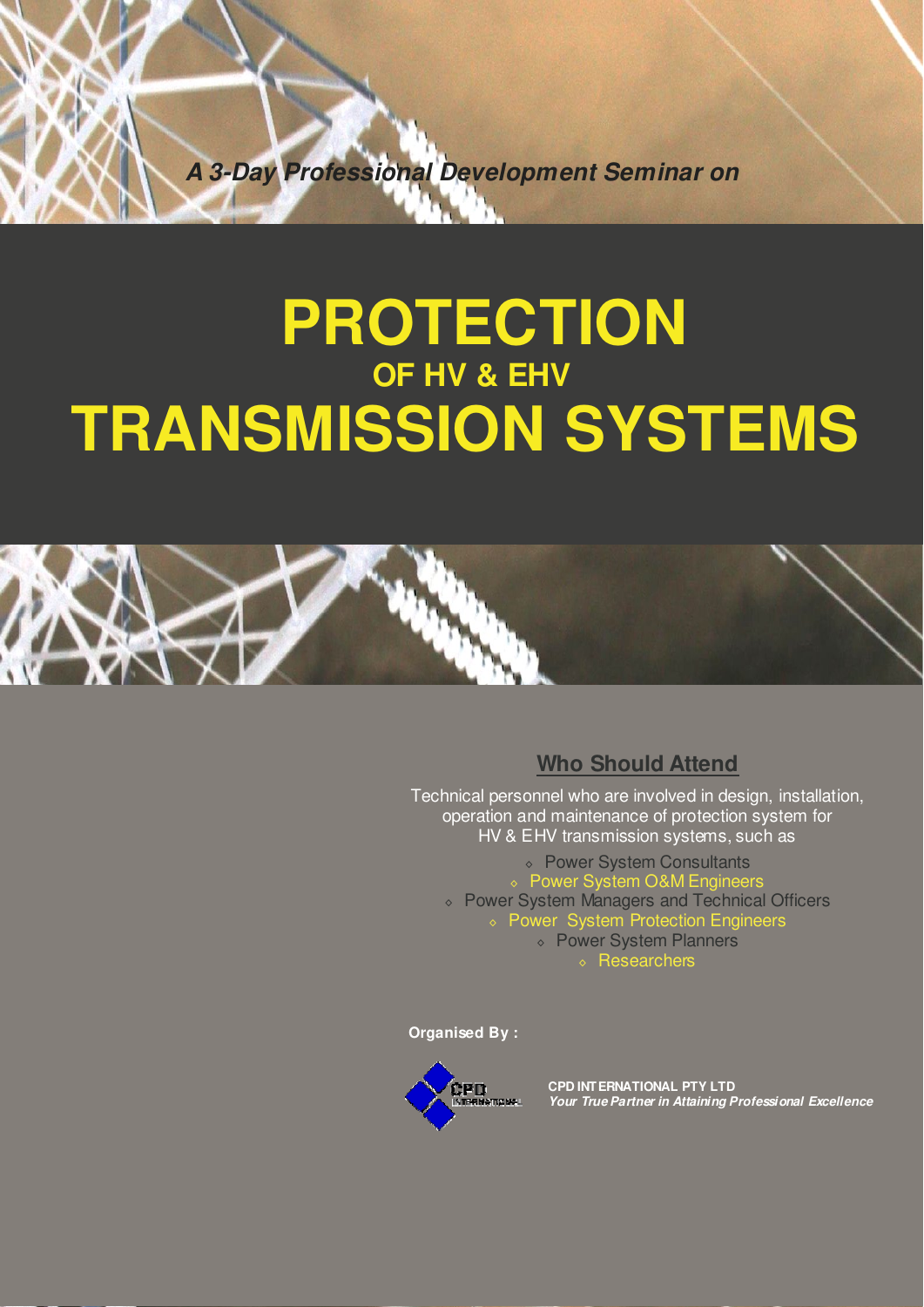*A 3-Day Professional Development Seminar on*

# PROTECTION
## OF HV & EHV
# TRANSMISSION SYSTEMS

## Who Should Attend

Technical personnel who are involved in design, installation, operation and maintenance of protection system for HV & EHV transmission systems, such as

- Power System Consultants
- Power System O&M Engineers
- Power System Managers and Technical Officers
- Power System Protection Engineers
- Power System Planners
- Researchers

**Organised By :**

**CPD INTERNATIONAL PTY LTD**
***Your True Partner in Attaining Professional Excellence***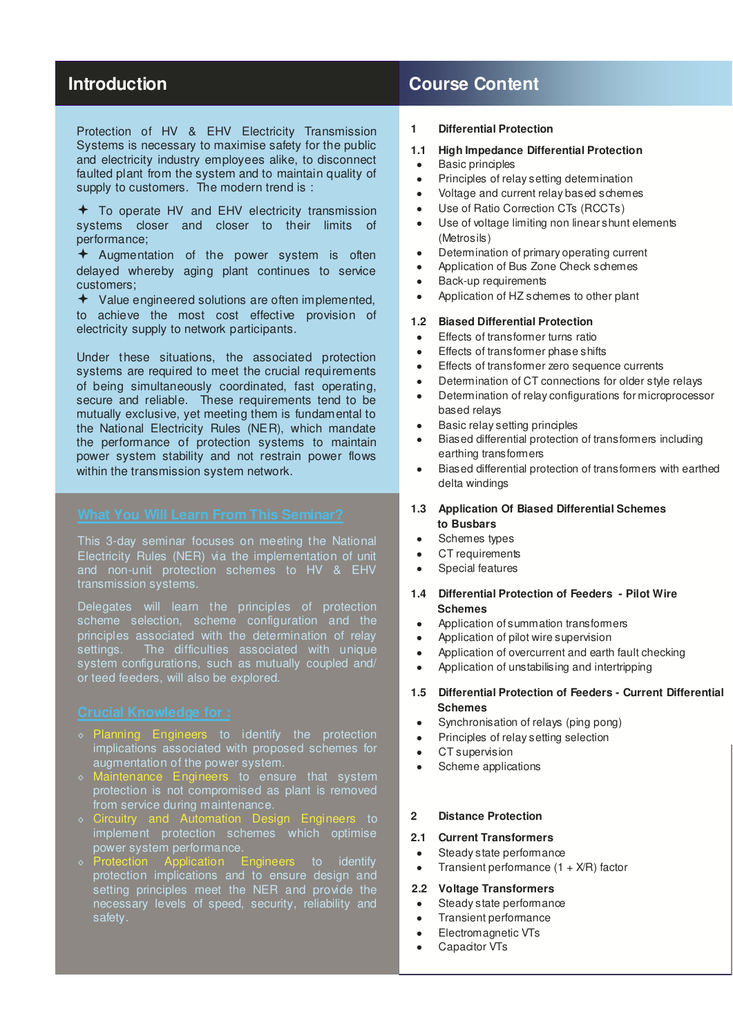## Introduction

Protection of HV & EHV Electricity Transmission Systems is necessary to maximise safety for the public and electricity industry employees alike, to disconnect faulted plant from the system and to maintain quality of supply to customers. The modern trend is :

- To operate HV and EHV electricity transmission systems closer and closer to their limits of performance;
- Augmentation of the power system is often delayed whereby aging plant continues to service customers;
- Value engineered solutions are often implemented, to achieve the most cost effective provision of electricity supply to network participants.

Under these situations, the associated protection systems are required to meet the crucial requirements of being simultaneously coordinated, fast operating, secure and reliable. These requirements tend to be mutually exclusive, yet meeting them is fundamental to the National Electricity Rules (NER), which mandate the performance of protection systems to maintain power system stability and not restrain power flows within the transmission system network.

### What You Will Learn From This Seminar?

This 3-day seminar focuses on meeting the National Electricity Rules (NER) via the implementation of unit and non-unit protection schemes to HV & EHV transmission systems.

Delegates will learn the principles of protection scheme selection, scheme configuration and the principles associated with the determination of relay settings. The difficulties associated with unique system configurations, such as mutually coupled and/ or teed feeders, will also be explored.

### Crucial Knowledge for :

- Planning Engineers to identify the protection implications associated with proposed schemes for augmentation of the power system.
- Maintenance Engineers to ensure that system protection is not compromised as plant is removed from service during maintenance.
- Circuitry and Automation Design Engineers to implement protection schemes which optimise power system performance.
- Protection Application Engineers to identify protection implications and to ensure design and setting principles meet the NER and provide the necessary levels of speed, security, reliability and safety.

## Course Content

### 1 Differential Protection

#### 1.1 High Impedance Differential Protection

- Basic principles
- Principles of relay setting determination
- Voltage and current relay based schemes
- Use of Ratio Correction CTs (RCCTs)
- Use of voltage limiting non linear shunt elements (Metrosils)
- Determination of primary operating current
- Application of Bus Zone Check schemes
- Back-up requirements
- Application of HZ schemes to other plant

#### 1.2 Biased Differential Protection

- Effects of transformer turns ratio
- Effects of transformer phase shifts
- Effects of transformer zero sequence currents
- Determination of CT connections for older style relays
- Determination of relay configurations for microprocessor based relays
- Basic relay setting principles
- Biased differential protection of transformers including earthing transformers
- Biased differential protection of transformers with earthed delta windings

#### 1.3 Application Of Biased Differential Schemes to Busbars

- Schemes types
- CT requirements
- Special features

#### 1.4 Differential Protection of Feeders - Pilot Wire Schemes

- Application of summation transformers
- Application of pilot wire supervision
- Application of overcurrent and earth fault checking
- Application of unstabilising and intertripping

#### 1.5 Differential Protection of Feeders - Current Differential Schemes

- Synchronisation of relays (ping pong)
- Principles of relay setting selection
- CT supervision
- Scheme applications

### 2 Distance Protection

#### 2.1 Current Transformers

- Steady state performance
- Transient performance (1 + X/R) factor

#### 2.2 Voltage Transformers

- Steady state performance
- Transient performance
- Electromagnetic VTs
- Capacitor VTs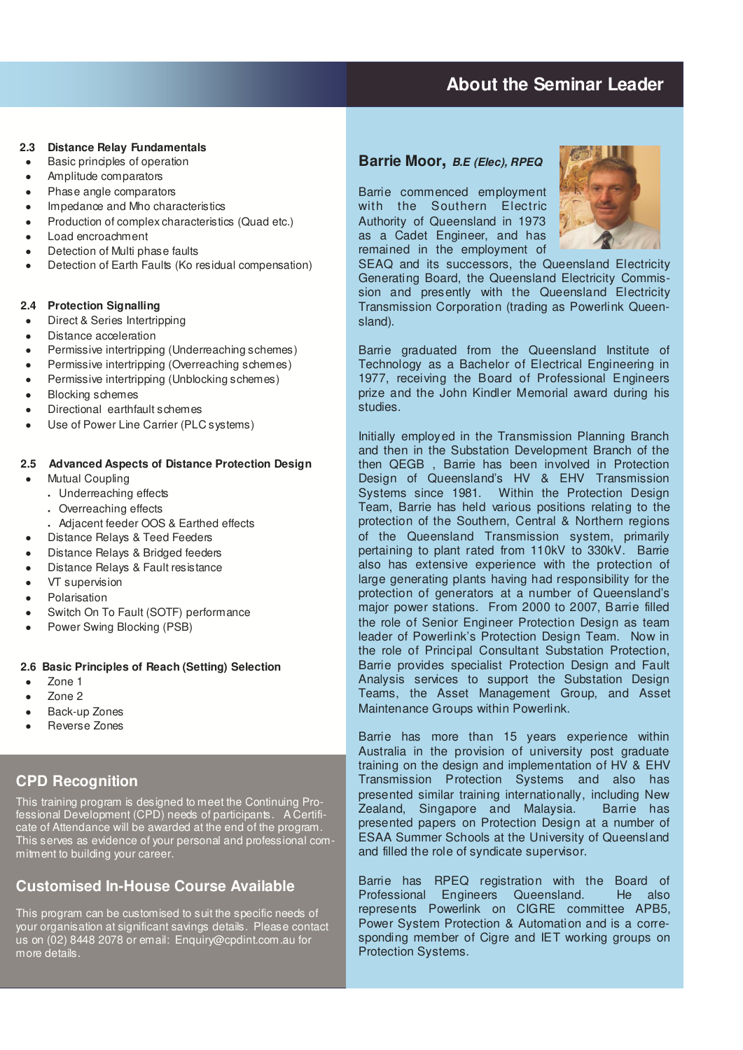### 2.3 Distance Relay Fundamentals

- Basic principles of operation
- Amplitude comparators
- Phase angle comparators
- Impedance and Mho characteristics
- Production of complex characteristics (Quad etc.)
- Load encroachment
- Detection of Multi phase faults
- Detection of Earth Faults (Ko residual compensation)

### 2.4 Protection Signalling

- Direct & Series Intertripping
- Distance acceleration
- Permissive intertripping (Underreaching schemes)
- Permissive intertripping (Overreaching schemes)
- Permissive intertripping (Unblocking schemes)
- Blocking schemes
- Directional earthfault schemes
- Use of Power Line Carrier (PLC systems)

### 2.5 Advanced Aspects of Distance Protection Design

- Mutual Coupling
  - Underreaching effects
  - Overreaching effects
  - Adjacent feeder OOS & Earthed effects
- Distance Relays & Teed Feeders
- Distance Relays & Bridged feeders
- Distance Relays & Fault resistance
- VT supervision
- Polarisation
- Switch On To Fault (SOTF) performance
- Power Swing Blocking (PSB)

### 2.6 Basic Principles of Reach (Setting) Selection

- Zone 1
- Zone 2
- Back-up Zones
- Reverse Zones

## CPD Recognition

This training program is designed to meet the Continuing Professional Development (CPD) needs of participants. A Certificate of Attendance will be awarded at the end of the program. This serves as evidence of your personal and professional commitment to building your career.

## Customised In-House Course Available

This program can be customised to suit the specific needs of your organisation at significant savings details. Please contact us on (02) 8448 2078 or email: Enquiry@cpdint.com.au for more details.

## About the Seminar Leader

### Barrie Moor, *B.E (Elec), RPEQ*

Barrie commenced employment with the Southern Electric Authority of Queensland in 1973 as a Cadet Engineer, and has remained in the employment of SEAQ and its successors, the Queensland Electricity Generating Board, the Queensland Electricity Commission and presently with the Queensland Electricity Transmission Corporation (trading as Powerlink Queensland).

Barrie graduated from the Queensland Institute of Technology as a Bachelor of Electrical Engineering in 1977, receiving the Board of Professional Engineers prize and the John Kindler Memorial award during his studies.

Initially employed in the Transmission Planning Branch and then in the Substation Development Branch of the then QEGB , Barrie has been involved in Protection Design of Queensland's HV & EHV Transmission Systems since 1981. Within the Protection Design Team, Barrie has held various positions relating to the protection of the Southern, Central & Northern regions of the Queensland Transmission system, primarily pertaining to plant rated from 110kV to 330kV. Barrie also has extensive experience with the protection of large generating plants having had responsibility for the protection of generators at a number of Queensland's major power stations. From 2000 to 2007, Barrie filled the role of Senior Engineer Protection Design as team leader of Powerlink's Protection Design Team. Now in the role of Principal Consultant Substation Protection, Barrie provides specialist Protection Design and Fault Analysis services to support the Substation Design Teams, the Asset Management Group, and Asset Maintenance Groups within Powerlink.

Barrie has more than 15 years experience within Australia in the provision of university post graduate training on the design and implementation of HV & EHV Transmission Protection Systems and also has presented similar training internationally, including New Zealand, Singapore and Malaysia. Barrie has presented papers on Protection Design at a number of ESAA Summer Schools at the University of Queensland and filled the role of syndicate supervisor.

Barrie has RPEQ registration with the Board of Professional Engineers Queensland. He also represents Powerlink on CIGRE committee APB5, Power System Protection & Automation and is a corresponding member of Cigre and IET working groups on Protection Systems.